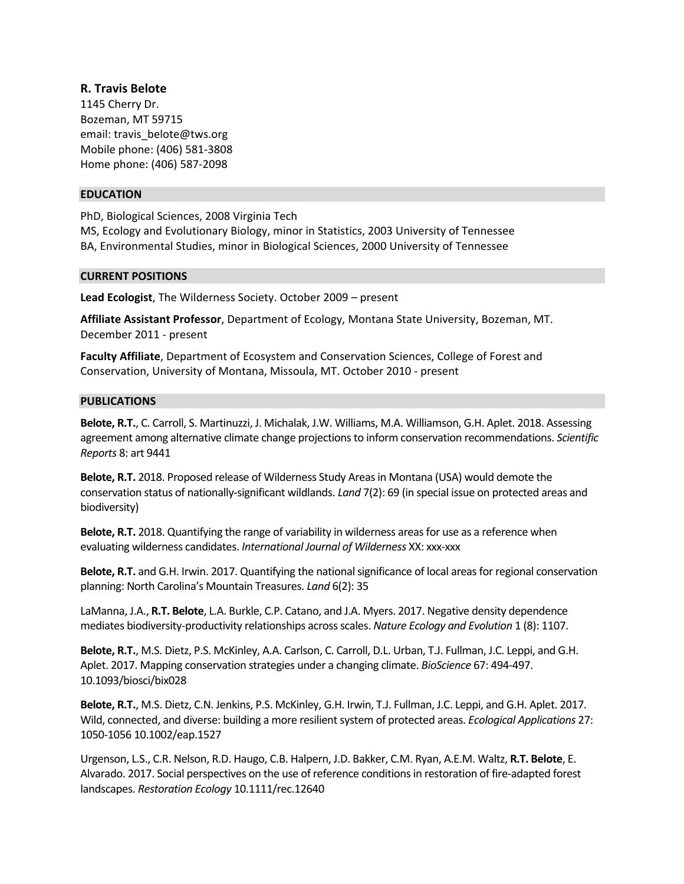**R. Travis Belote**
1145 Cherry Dr.
Bozeman, MT 59715
email: travis_belote@tws.org
Mobile phone: (406) 581-3808
Home phone: (406) 587-2098

## EDUCATION

PhD, Biological Sciences, 2008 Virginia Tech
MS, Ecology and Evolutionary Biology, minor in Statistics, 2003 University of Tennessee
BA, Environmental Studies, minor in Biological Sciences, 2000 University of Tennessee

## CURRENT POSITIONS

**Lead Ecologist**, The Wilderness Society. October 2009 – present

**Affiliate Assistant Professor**, Department of Ecology, Montana State University, Bozeman, MT. December 2011 - present

**Faculty Affiliate**, Department of Ecosystem and Conservation Sciences, College of Forest and Conservation, University of Montana, Missoula, MT. October 2010 - present

## PUBLICATIONS

**Belote, R.T.**, C. Carroll, S. Martinuzzi, J. Michalak, J.W. Williams, M.A. Williamson, G.H. Aplet. 2018. Assessing agreement among alternative climate change projections to inform conservation recommendations. *Scientific Reports* 8: art 9441

**Belote, R.T.** 2018. Proposed release of Wilderness Study Areas in Montana (USA) would demote the conservation status of nationally-significant wildlands. *Land* 7(2): 69 (in special issue on protected areas and biodiversity)

**Belote, R.T.** 2018. Quantifying the range of variability in wilderness areas for use as a reference when evaluating wilderness candidates. *International Journal of Wilderness* XX: xxx-xxx

**Belote, R.T.** and G.H. Irwin. 2017. Quantifying the national significance of local areas for regional conservation planning: North Carolina's Mountain Treasures. *Land* 6(2): 35

LaManna, J.A., **R.T. Belote**, L.A. Burkle, C.P. Catano, and J.A. Myers. 2017. Negative density dependence mediates biodiversity-productivity relationships across scales. *Nature Ecology and Evolution* 1 (8): 1107.

**Belote, R.T.**, M.S. Dietz, P.S. McKinley, A.A. Carlson, C. Carroll, D.L. Urban, T.J. Fullman, J.C. Leppi, and G.H. Aplet. 2017. Mapping conservation strategies under a changing climate. *BioScience* 67: 494-497. 10.1093/biosci/bix028

**Belote, R.T.**, M.S. Dietz, C.N. Jenkins, P.S. McKinley, G.H. Irwin, T.J. Fullman, J.C. Leppi, and G.H. Aplet. 2017. Wild, connected, and diverse: building a more resilient system of protected areas. *Ecological Applications* 27: 1050-1056 10.1002/eap.1527

Urgenson, L.S., C.R. Nelson, R.D. Haugo, C.B. Halpern, J.D. Bakker, C.M. Ryan, A.E.M. Waltz, **R.T. Belote**, E. Alvarado. 2017. Social perspectives on the use of reference conditions in restoration of fire-adapted forest landscapes. *Restoration Ecology* 10.1111/rec.12640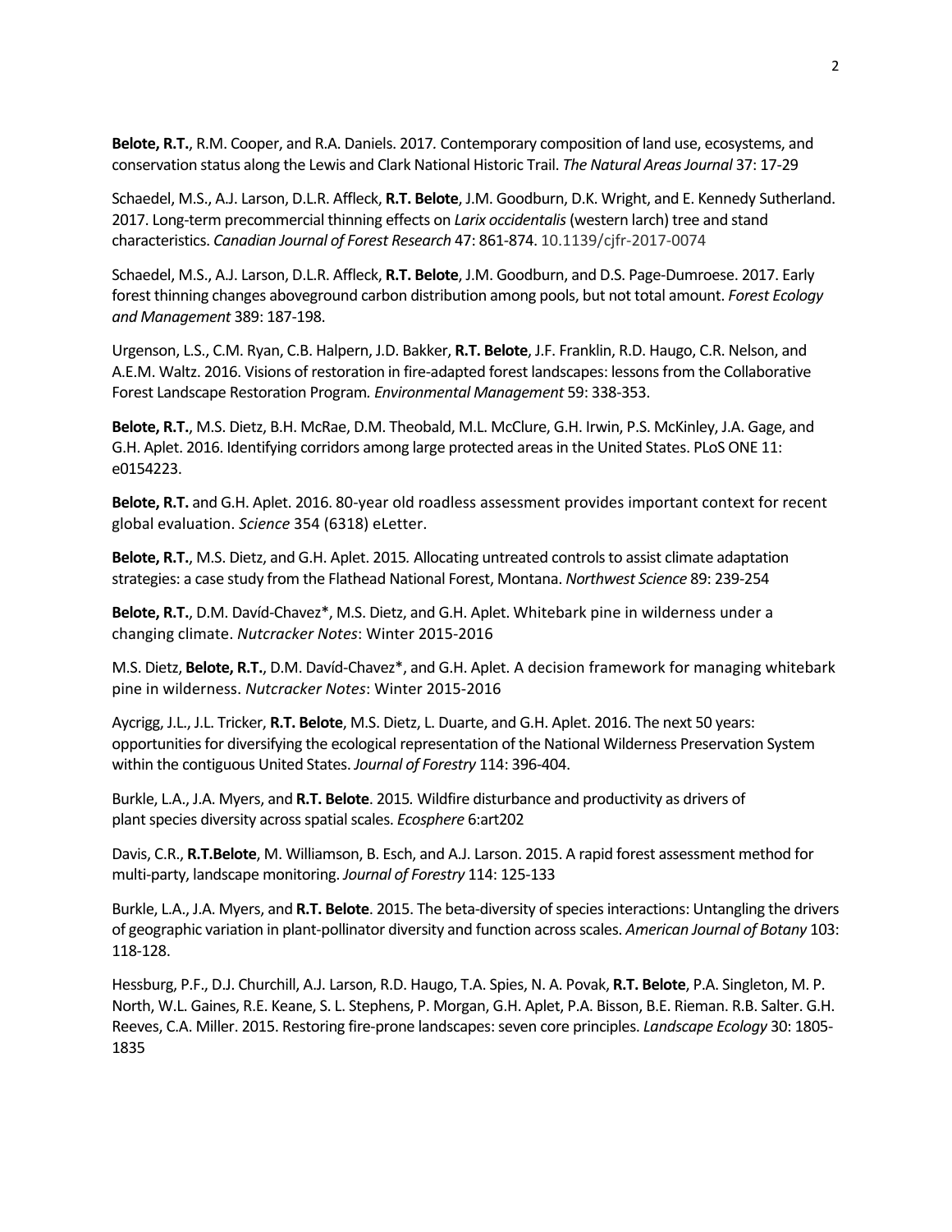**Belote, R.T.**, R.M. Cooper, and R.A. Daniels. 2017. Contemporary composition of land use, ecosystems, and conservation status along the Lewis and Clark National Historic Trail. *The Natural Areas Journal* 37: 17-29

Schaedel, M.S., A.J. Larson, D.L.R. Affleck, **R.T. Belote**, J.M. Goodburn, D.K. Wright, and E. Kennedy Sutherland. 2017. Long-term precommercial thinning effects on *Larix occidentalis* (western larch) tree and stand characteristics. *Canadian Journal of Forest Research* 47: 861-874. 10.1139/cjfr-2017-0074

Schaedel, M.S., A.J. Larson, D.L.R. Affleck, **R.T. Belote**, J.M. Goodburn, and D.S. Page-Dumroese. 2017. Early forest thinning changes aboveground carbon distribution among pools, but not total amount. *Forest Ecology and Management* 389: 187-198.

Urgenson, L.S., C.M. Ryan, C.B. Halpern, J.D. Bakker, **R.T. Belote**, J.F. Franklin, R.D. Haugo, C.R. Nelson, and A.E.M. Waltz. 2016. Visions of restoration in fire-adapted forest landscapes: lessons from the Collaborative Forest Landscape Restoration Program. *Environmental Management* 59: 338-353.

**Belote, R.T.**, M.S. Dietz, B.H. McRae, D.M. Theobald, M.L. McClure, G.H. Irwin, P.S. McKinley, J.A. Gage, and G.H. Aplet. 2016. Identifying corridors among large protected areas in the United States. PLoS ONE 11: e0154223.

**Belote, R.T.** and G.H. Aplet. 2016. 80-year old roadless assessment provides important context for recent global evaluation. *Science* 354 (6318) eLetter.

**Belote, R.T.**, M.S. Dietz, and G.H. Aplet. 2015. Allocating untreated controls to assist climate adaptation strategies: a case study from the Flathead National Forest, Montana. *Northwest Science* 89: 239-254

**Belote, R.T.**, D.M. Davíd-Chavez*, M.S. Dietz, and G.H. Aplet. Whitebark pine in wilderness under a changing climate. *Nutcracker Notes*: Winter 2015-2016

M.S. Dietz, **Belote, R.T.**, D.M. Davíd-Chavez*, and G.H. Aplet. A decision framework for managing whitebark pine in wilderness. *Nutcracker Notes*: Winter 2015-2016

Aycrigg, J.L., J.L. Tricker, **R.T. Belote**, M.S. Dietz, L. Duarte, and G.H. Aplet. 2016. The next 50 years: opportunities for diversifying the ecological representation of the National Wilderness Preservation System within the contiguous United States. *Journal of Forestry* 114: 396-404.

Burkle, L.A., J.A. Myers, and **R.T. Belote**. 2015. Wildfire disturbance and productivity as drivers of plant species diversity across spatial scales. *Ecosphere* 6:art202

Davis, C.R., **R.T.Belote**, M. Williamson, B. Esch, and A.J. Larson. 2015. A rapid forest assessment method for multi-party, landscape monitoring. *Journal of Forestry* 114: 125-133

Burkle, L.A., J.A. Myers, and **R.T. Belote**. 2015. The beta-diversity of species interactions: Untangling the drivers of geographic variation in plant-pollinator diversity and function across scales. *American Journal of Botany* 103: 118-128.

Hessburg, P.F., D.J. Churchill, A.J. Larson, R.D. Haugo, T.A. Spies, N. A. Povak, **R.T. Belote**, P.A. Singleton, M. P. North, W.L. Gaines, R.E. Keane, S. L. Stephens, P. Morgan, G.H. Aplet, P.A. Bisson, B.E. Rieman. R.B. Salter. G.H. Reeves, C.A. Miller. 2015. Restoring fire-prone landscapes: seven core principles. *Landscape Ecology* 30: 1805-1835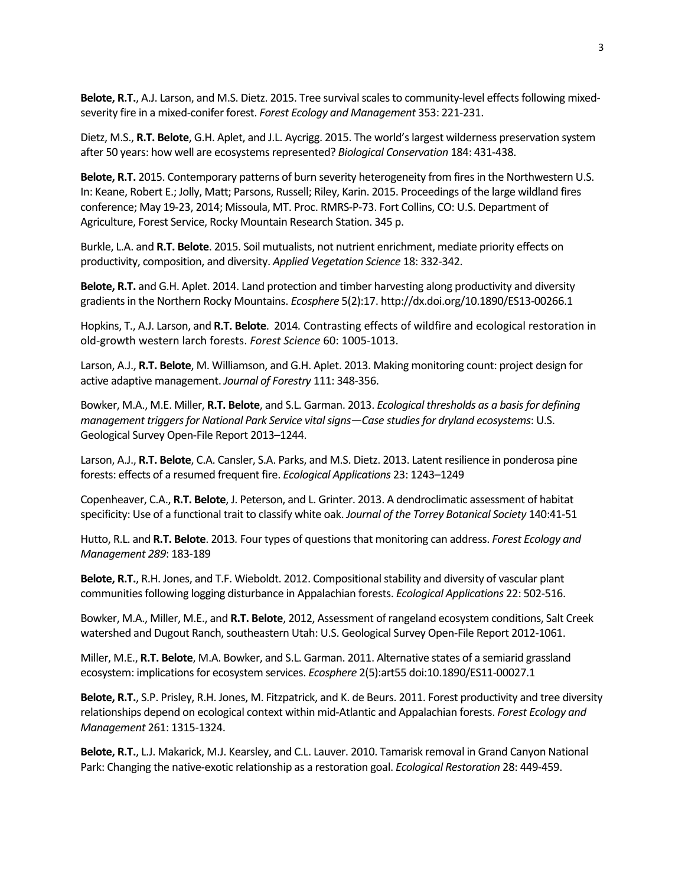**Belote, R.T.**, A.J. Larson, and M.S. Dietz. 2015. Tree survival scales to community-level effects following mixed-severity fire in a mixed-conifer forest. *Forest Ecology and Management* 353: 221-231.

Dietz, M.S., **R.T. Belote**, G.H. Aplet, and J.L. Aycrigg. 2015. The world's largest wilderness preservation system after 50 years: how well are ecosystems represented? *Biological Conservation* 184: 431-438.

**Belote, R.T.** 2015. Contemporary patterns of burn severity heterogeneity from fires in the Northwestern U.S. In: Keane, Robert E.; Jolly, Matt; Parsons, Russell; Riley, Karin. 2015. Proceedings of the large wildland fires conference; May 19-23, 2014; Missoula, MT. Proc. RMRS-P-73. Fort Collins, CO: U.S. Department of Agriculture, Forest Service, Rocky Mountain Research Station. 345 p.

Burkle, L.A. and **R.T. Belote**. 2015. Soil mutualists, not nutrient enrichment, mediate priority effects on productivity, composition, and diversity. *Applied Vegetation Science* 18: 332-342.

**Belote, R.T.** and G.H. Aplet. 2014. Land protection and timber harvesting along productivity and diversity gradients in the Northern Rocky Mountains. *Ecosphere* 5(2):17. http://dx.doi.org/10.1890/ES13-00266.1

Hopkins, T., A.J. Larson, and **R.T. Belote**. 2014*.* Contrasting effects of wildfire and ecological restoration in old-growth western larch forests. *Forest Science* 60: 1005-1013.

Larson, A.J., **R.T. Belote**, M. Williamson, and G.H. Aplet. 2013. Making monitoring count: project design for active adaptive management. *Journal of Forestry* 111: 348-356.

Bowker, M.A., M.E. Miller, **R.T. Belote**, and S.L. Garman. 2013. *Ecological thresholds as a basis for defining management triggers for National Park Service vital signs—Case studies for dryland ecosystems*: U.S. Geological Survey Open-File Report 2013–1244.

Larson, A.J., **R.T. Belote**, C.A. Cansler, S.A. Parks, and M.S. Dietz. 2013. Latent resilience in ponderosa pine forests: effects of a resumed frequent fire. *Ecological Applications* 23: 1243–1249

Copenheaver, C.A., **R.T. Belote**, J. Peterson, and L. Grinter. 2013. A dendroclimatic assessment of habitat specificity: Use of a functional trait to classify white oak. *Journal of the Torrey Botanical Society* 140:41-51

Hutto, R.L. and **R.T. Belote**. 2013*.* Four types of questions that monitoring can address. *Forest Ecology and Management 289*: 183-189

**Belote, R.T.**, R.H. Jones, and T.F. Wieboldt. 2012. Compositional stability and diversity of vascular plant communities following logging disturbance in Appalachian forests. *Ecological Applications* 22: 502-516.

Bowker, M.A., Miller, M.E., and **R.T. Belote**, 2012, Assessment of rangeland ecosystem conditions, Salt Creek watershed and Dugout Ranch, southeastern Utah: U.S. Geological Survey Open-File Report 2012-1061.

Miller, M.E., **R.T. Belote**, M.A. Bowker, and S.L. Garman. 2011. Alternative states of a semiarid grassland ecosystem: implications for ecosystem services. *Ecosphere* 2(5):art55 doi:10.1890/ES11-00027.1

**Belote, R.T.**, S.P. Prisley, R.H. Jones, M. Fitzpatrick, and K. de Beurs. 2011. Forest productivity and tree diversity relationships depend on ecological context within mid-Atlantic and Appalachian forests. *Forest Ecology and Management* 261: 1315-1324.

**Belote, R.T.**, L.J. Makarick, M.J. Kearsley, and C.L. Lauver. 2010. Tamarisk removal in Grand Canyon National Park: Changing the native-exotic relationship as a restoration goal. *Ecological Restoration* 28: 449-459.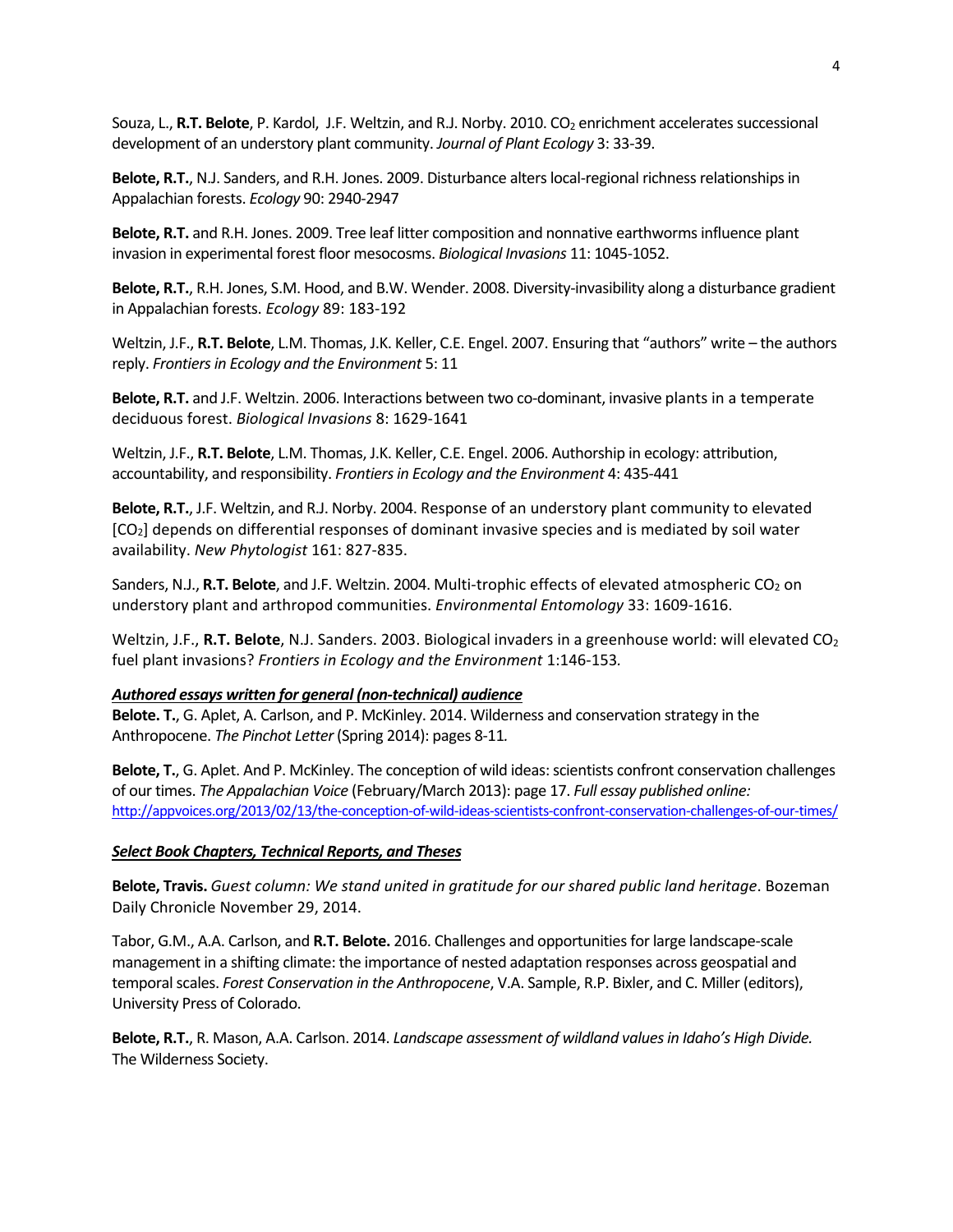Souza, L., **R.T. Belote**, P. Kardol, J.F. Weltzin, and R.J. Norby. 2010. $CO_2$ enrichment accelerates successional development of an understory plant community. *Journal of Plant Ecology* 3: 33-39.

**Belote, R.T.**, N.J. Sanders, and R.H. Jones. 2009. Disturbance alters local-regional richness relationships in Appalachian forests. *Ecology* 90: 2940-2947

**Belote, R.T.** and R.H. Jones. 2009. Tree leaf litter composition and nonnative earthworms influence plant invasion in experimental forest floor mesocosms. *Biological Invasions* 11: 1045-1052.

**Belote, R.T.**, R.H. Jones, S.M. Hood, and B.W. Wender. 2008. Diversity-invasibility along a disturbance gradient in Appalachian forests. *Ecology* 89: 183-192

Weltzin, J.F., **R.T. Belote**, L.M. Thomas, J.K. Keller, C.E. Engel. 2007. Ensuring that "authors" write – the authors reply. *Frontiers in Ecology and the Environment* 5: 11

**Belote, R.T.** and J.F. Weltzin. 2006. Interactions between two co-dominant, invasive plants in a temperate deciduous forest. *Biological Invasions* 8: 1629-1641

Weltzin, J.F., **R.T. Belote**, L.M. Thomas, J.K. Keller, C.E. Engel. 2006. Authorship in ecology: attribution, accountability, and responsibility. *Frontiers in Ecology and the Environment* 4: 435-441

**Belote, R.T.**, J.F. Weltzin, and R.J. Norby. 2004. Response of an understory plant community to elevated [$CO_2$] depends on differential responses of dominant invasive species and is mediated by soil water availability. *New Phytologist* 161: 827-835.

Sanders, N.J., **R.T. Belote**, and J.F. Weltzin. 2004. Multi-trophic effects of elevated atmospheric $CO_2$ on understory plant and arthropod communities. *Environmental Entomology* 33: 1609-1616.

Weltzin, J.F., **R.T. Belote**, N.J. Sanders. 2003. Biological invaders in a greenhouse world: will elevated $CO_2$ fuel plant invasions? *Frontiers in Ecology and the Environment* 1:146-153.

***Authored essays written for general (non-technical) audience***

**Belote. T.**, G. Aplet, A. Carlson, and P. McKinley. 2014. Wilderness and conservation strategy in the Anthropocene. *The Pinchot Letter* (Spring 2014): pages 8-11.

**Belote, T.**, G. Aplet. And P. McKinley. The conception of wild ideas: scientists confront conservation challenges of our times. *The Appalachian Voice* (February/March 2013): page 17. *Full essay published online:* http://appvoices.org/2013/02/13/the-conception-of-wild-ideas-scientists-confront-conservation-challenges-of-our-times/

***Select Book Chapters, Technical Reports, and Theses***

**Belote, Travis.** *Guest column: We stand united in gratitude for our shared public land heritage*. Bozeman Daily Chronicle November 29, 2014.

Tabor, G.M., A.A. Carlson, and **R.T. Belote.** 2016. Challenges and opportunities for large landscape-scale management in a shifting climate: the importance of nested adaptation responses across geospatial and temporal scales. *Forest Conservation in the Anthropocene*, V.A. Sample, R.P. Bixler, and C. Miller (editors), University Press of Colorado.

**Belote, R.T.**, R. Mason, A.A. Carlson. 2014. *Landscape assessment of wildland values in Idaho's High Divide.* The Wilderness Society.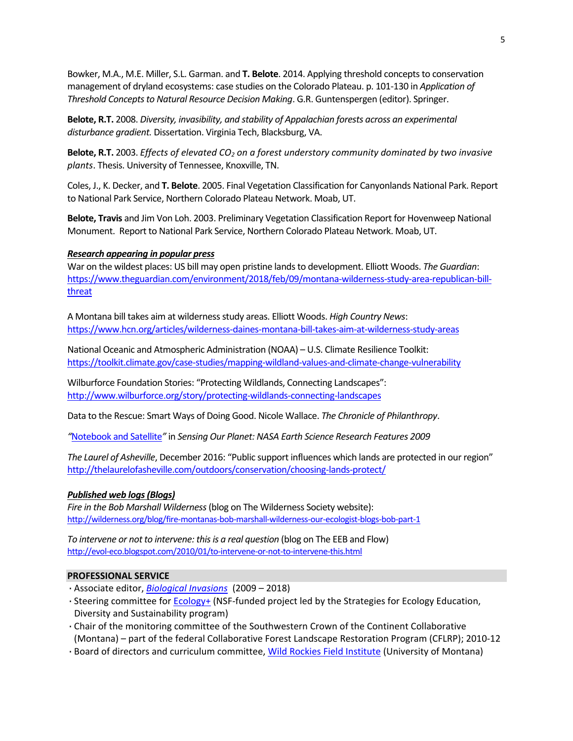Bowker, M.A., M.E. Miller, S.L. Garman. and **T. Belote**. 2014. Applying threshold concepts to conservation management of dryland ecosystems: case studies on the Colorado Plateau. p. 101-130 in *Application of Threshold Concepts to Natural Resource Decision Making*. G.R. Guntenspergen (editor). Springer.

**Belote, R.T.** 2008. *Diversity, invasibility, and stability of Appalachian forests across an experimental disturbance gradient.* Dissertation. Virginia Tech, Blacksburg, VA.

**Belote, R.T.** 2003. *Effects of elevated $CO_2$ on a forest understory community dominated by two invasive plants*. Thesis. University of Tennessee, Knoxville, TN.

Coles, J., K. Decker, and **T. Belote**. 2005. Final Vegetation Classification for Canyonlands National Park. Report to National Park Service, Northern Colorado Plateau Network. Moab, UT.

**Belote, Travis** and Jim Von Loh. 2003. Preliminary Vegetation Classification Report for Hovenweep National Monument. Report to National Park Service, Northern Colorado Plateau Network. Moab, UT.

***Research appearing in popular press***

War on the wildest places: US bill may open pristine lands to development. Elliott Woods. *The Guardian*: https://www.theguardian.com/environment/2018/feb/09/montana-wilderness-study-area-republican-bill-threat

A Montana bill takes aim at wilderness study areas. Elliott Woods. *High Country News*: https://www.hcn.org/articles/wilderness-daines-montana-bill-takes-aim-at-wilderness-study-areas

National Oceanic and Atmospheric Administration (NOAA) – U.S. Climate Resilience Toolkit: https://toolkit.climate.gov/case-studies/mapping-wildland-values-and-climate-change-vulnerability

Wilburforce Foundation Stories: "Protecting Wildlands, Connecting Landscapes": http://www.wilburforce.org/story/protecting-wildlands-connecting-landscapes

Data to the Rescue: Smart Ways of Doing Good. Nicole Wallace. *The Chronicle of Philanthropy*.

*"*Notebook and Satellite*"* in *Sensing Our Planet: NASA Earth Science Research Features 2009*

*The Laurel of Asheville*, December 2016: "Public support influences which lands are protected in our region" http://thelaurelofasheville.com/outdoors/conservation/choosing-lands-protect/

***Published web logs (Blogs)***

*Fire in the Bob Marshall Wilderness* (blog on The Wilderness Society website): http://wilderness.org/blog/fire-montanas-bob-marshall-wilderness-our-ecologist-blogs-bob-part-1

*To intervene or not to intervene: this is a real question* (blog on The EEB and Flow) http://evol-eco.blogspot.com/2010/01/to-intervene-or-not-to-intervene-this.html

## PROFESSIONAL SERVICE

- Associate editor, *Biological Invasions* (2009 – 2018)
- Steering committee for Ecology+ (NSF-funded project led by the Strategies for Ecology Education, Diversity and Sustainability program)
- Chair of the monitoring committee of the Southwestern Crown of the Continent Collaborative (Montana) – part of the federal Collaborative Forest Landscape Restoration Program (CFLRP); 2010-12
- Board of directors and curriculum committee, Wild Rockies Field Institute (University of Montana)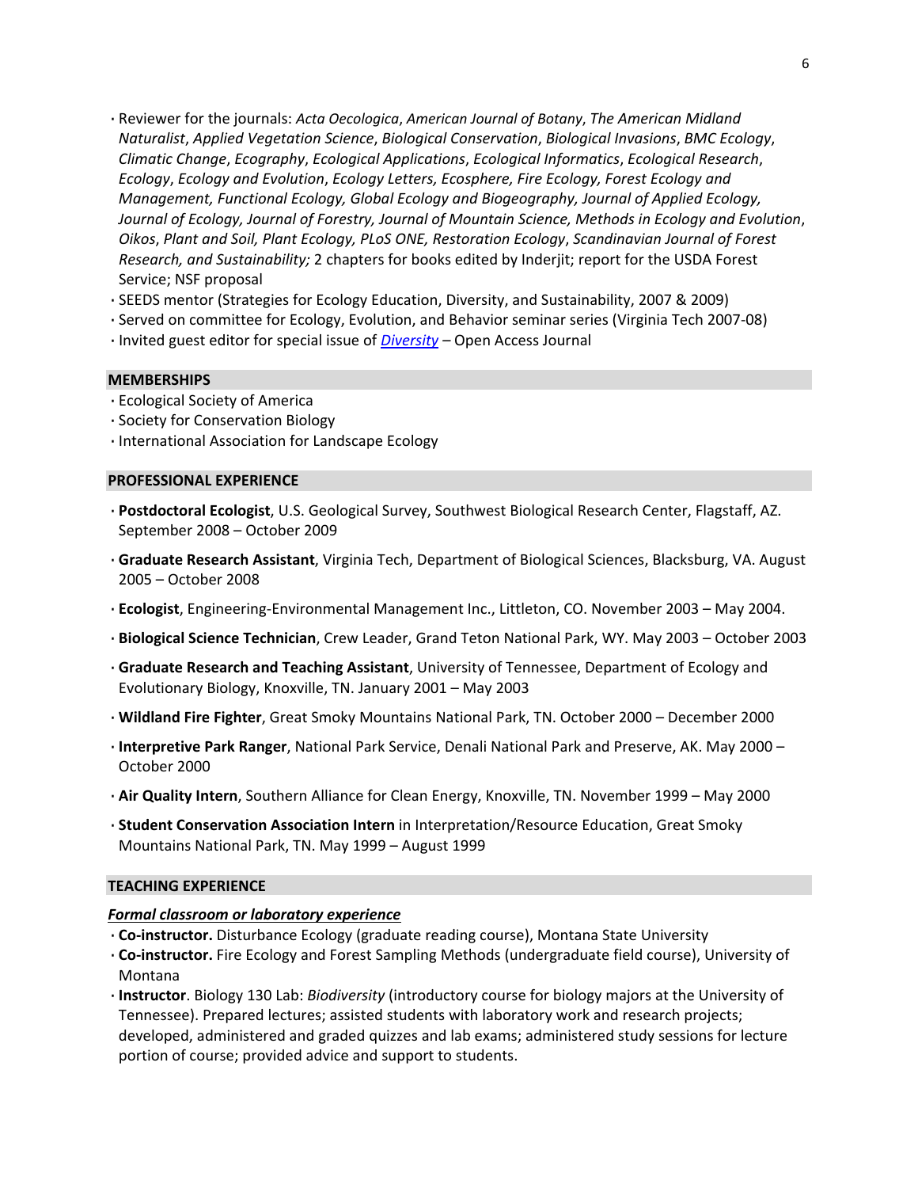- Reviewer for the journals: *Acta Oecologica*, *American Journal of Botany*, *The American Midland Naturalist*, *Applied Vegetation Science*, *Biological Conservation*, *Biological Invasions*, *BMC Ecology*, *Climatic Change*, *Ecography*, *Ecological Applications*, *Ecological Informatics*, *Ecological Research*, *Ecology*, *Ecology and Evolution*, *Ecology Letters, Ecosphere, Fire Ecology, Forest Ecology and Management, Functional Ecology, Global Ecology and Biogeography, Journal of Applied Ecology, Journal of Ecology, Journal of Forestry, Journal of Mountain Science, Methods in Ecology and Evolution*, *Oikos*, *Plant and Soil, Plant Ecology, PLoS ONE, Restoration Ecology*, *Scandinavian Journal of Forest Research, and Sustainability;* 2 chapters for books edited by Inderjit; report for the USDA Forest Service; NSF proposal
- SEEDS mentor (Strategies for Ecology Education, Diversity, and Sustainability, 2007 & 2009)
- Served on committee for Ecology, Evolution, and Behavior seminar series (Virginia Tech 2007-08)
- Invited guest editor for special issue of *Diversity* – Open Access Journal

## MEMBERSHIPS

- Ecological Society of America
- Society for Conservation Biology
- International Association for Landscape Ecology

## PROFESSIONAL EXPERIENCE

- **Postdoctoral Ecologist**, U.S. Geological Survey, Southwest Biological Research Center, Flagstaff, AZ. September 2008 – October 2009
- **Graduate Research Assistant**, Virginia Tech, Department of Biological Sciences, Blacksburg, VA. August 2005 – October 2008
- **Ecologist**, Engineering-Environmental Management Inc., Littleton, CO. November 2003 – May 2004.
- **Biological Science Technician**, Crew Leader, Grand Teton National Park, WY. May 2003 – October 2003
- **Graduate Research and Teaching Assistant**, University of Tennessee, Department of Ecology and Evolutionary Biology, Knoxville, TN. January 2001 – May 2003
- **Wildland Fire Fighter**, Great Smoky Mountains National Park, TN. October 2000 – December 2000
- **Interpretive Park Ranger**, National Park Service, Denali National Park and Preserve, AK. May 2000 – October 2000
- **Air Quality Intern**, Southern Alliance for Clean Energy, Knoxville, TN. November 1999 – May 2000
- **Student Conservation Association Intern** in Interpretation/Resource Education, Great Smoky Mountains National Park, TN. May 1999 – August 1999

## TEACHING EXPERIENCE

***Formal classroom or laboratory experience***

- **Co-instructor.** Disturbance Ecology (graduate reading course), Montana State University
- **Co-instructor.** Fire Ecology and Forest Sampling Methods (undergraduate field course), University of Montana
- **Instructor**. Biology 130 Lab: *Biodiversity* (introductory course for biology majors at the University of Tennessee). Prepared lectures; assisted students with laboratory work and research projects; developed, administered and graded quizzes and lab exams; administered study sessions for lecture portion of course; provided advice and support to students.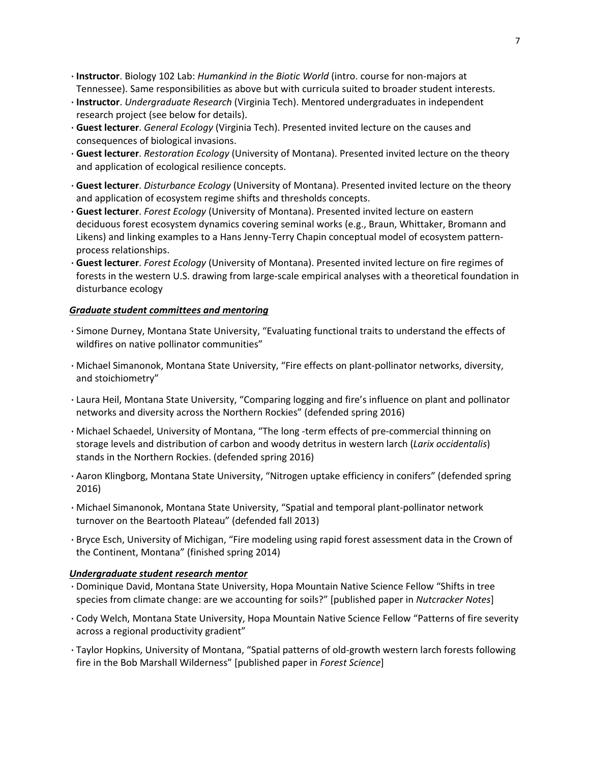- **Instructor**. Biology 102 Lab: *Humankind in the Biotic World* (intro. course for non-majors at Tennessee). Same responsibilities as above but with curricula suited to broader student interests.
- **Instructor**. *Undergraduate Research* (Virginia Tech). Mentored undergraduates in independent research project (see below for details).
- **Guest lecturer**. *General Ecology* (Virginia Tech). Presented invited lecture on the causes and consequences of biological invasions.
- **Guest lecturer**. *Restoration Ecology* (University of Montana). Presented invited lecture on the theory and application of ecological resilience concepts.
- **Guest lecturer**. *Disturbance Ecology* (University of Montana). Presented invited lecture on the theory and application of ecosystem regime shifts and thresholds concepts.
- **Guest lecturer**. *Forest Ecology* (University of Montana). Presented invited lecture on eastern deciduous forest ecosystem dynamics covering seminal works (e.g., Braun, Whittaker, Bromann and Likens) and linking examples to a Hans Jenny-Terry Chapin conceptual model of ecosystem pattern-process relationships.
- **Guest lecturer**. *Forest Ecology* (University of Montana). Presented invited lecture on fire regimes of forests in the western U.S. drawing from large-scale empirical analyses with a theoretical foundation in disturbance ecology

***Graduate student committees and mentoring***

- Simone Durney, Montana State University, "Evaluating functional traits to understand the effects of wildfires on native pollinator communities"
- Michael Simanonok, Montana State University, "Fire effects on plant-pollinator networks, diversity, and stoichiometry"
- Laura Heil, Montana State University, "Comparing logging and fire's influence on plant and pollinator networks and diversity across the Northern Rockies" (defended spring 2016)
- Michael Schaedel, University of Montana, "The long -term effects of pre-commercial thinning on storage levels and distribution of carbon and woody detritus in western larch (*Larix occidentalis*) stands in the Northern Rockies. (defended spring 2016)
- Aaron Klingborg, Montana State University, "Nitrogen uptake efficiency in conifers" (defended spring 2016)
- Michael Simanonok, Montana State University, "Spatial and temporal plant-pollinator network turnover on the Beartooth Plateau" (defended fall 2013)
- Bryce Esch, University of Michigan, "Fire modeling using rapid forest assessment data in the Crown of the Continent, Montana" (finished spring 2014)

***Undergraduate student research mentor***

- Dominique David, Montana State University, Hopa Mountain Native Science Fellow "Shifts in tree species from climate change: are we accounting for soils?" [published paper in *Nutcracker Notes*]
- Cody Welch, Montana State University, Hopa Mountain Native Science Fellow "Patterns of fire severity across a regional productivity gradient"
- Taylor Hopkins, University of Montana, "Spatial patterns of old-growth western larch forests following fire in the Bob Marshall Wilderness" [published paper in *Forest Science*]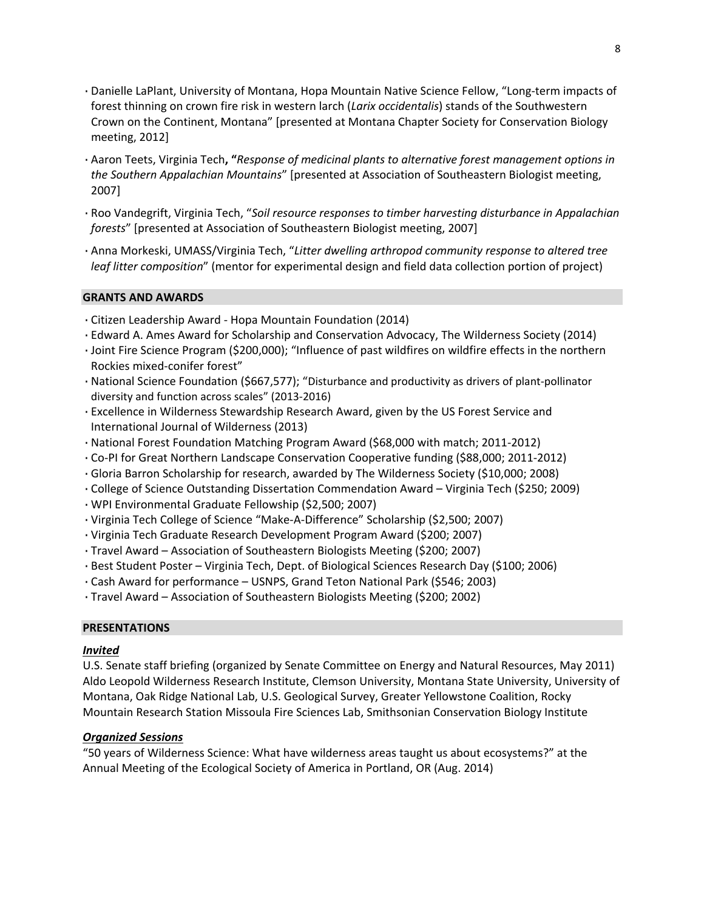- Danielle LaPlant, University of Montana, Hopa Mountain Native Science Fellow, "Long-term impacts of forest thinning on crown fire risk in western larch (*Larix occidentalis*) stands of the Southwestern Crown on the Continent, Montana" [presented at Montana Chapter Society for Conservation Biology meeting, 2012]

- Aaron Teets, Virginia Tech**, "***Response of medicinal plants to alternative forest management options in the Southern Appalachian Mountains*" [presented at Association of Southeastern Biologist meeting, 2007]

- Roo Vandegrift, Virginia Tech, "*Soil resource responses to timber harvesting disturbance in Appalachian forests*" [presented at Association of Southeastern Biologist meeting, 2007]

- Anna Morkeski, UMASS/Virginia Tech, "*Litter dwelling arthropod community response to altered tree leaf litter composition*" (mentor for experimental design and field data collection portion of project)

## GRANTS AND AWARDS

- Citizen Leadership Award - Hopa Mountain Foundation (2014)
- Edward A. Ames Award for Scholarship and Conservation Advocacy, The Wilderness Society (2014)
- Joint Fire Science Program ($200,000); "Influence of past wildfires on wildfire effects in the northern Rockies mixed-conifer forest"
- National Science Foundation ($667,577); "Disturbance and productivity as drivers of plant-pollinator diversity and function across scales" (2013-2016)
- Excellence in Wilderness Stewardship Research Award, given by the US Forest Service and International Journal of Wilderness (2013)
- National Forest Foundation Matching Program Award ($68,000 with match; 2011-2012)
- Co-PI for Great Northern Landscape Conservation Cooperative funding ($88,000; 2011-2012)
- Gloria Barron Scholarship for research, awarded by The Wilderness Society ($10,000; 2008)
- College of Science Outstanding Dissertation Commendation Award – Virginia Tech ($250; 2009)
- WPI Environmental Graduate Fellowship ($2,500; 2007)
- Virginia Tech College of Science "Make-A-Difference" Scholarship ($2,500; 2007)
- Virginia Tech Graduate Research Development Program Award ($200; 2007)
- Travel Award – Association of Southeastern Biologists Meeting ($200; 2007)
- Best Student Poster – Virginia Tech, Dept. of Biological Sciences Research Day ($100; 2006)
- Cash Award for performance – USNPS, Grand Teton National Park ($546; 2003)
- Travel Award – Association of Southeastern Biologists Meeting ($200; 2002)

## PRESENTATIONS

***Invited***

U.S. Senate staff briefing (organized by Senate Committee on Energy and Natural Resources, May 2011)
Aldo Leopold Wilderness Research Institute, Clemson University, Montana State University, University of Montana, Oak Ridge National Lab, U.S. Geological Survey, Greater Yellowstone Coalition, Rocky Mountain Research Station Missoula Fire Sciences Lab, Smithsonian Conservation Biology Institute

***Organized Sessions***

"50 years of Wilderness Science: What have wilderness areas taught us about ecosystems?" at the Annual Meeting of the Ecological Society of America in Portland, OR (Aug. 2014)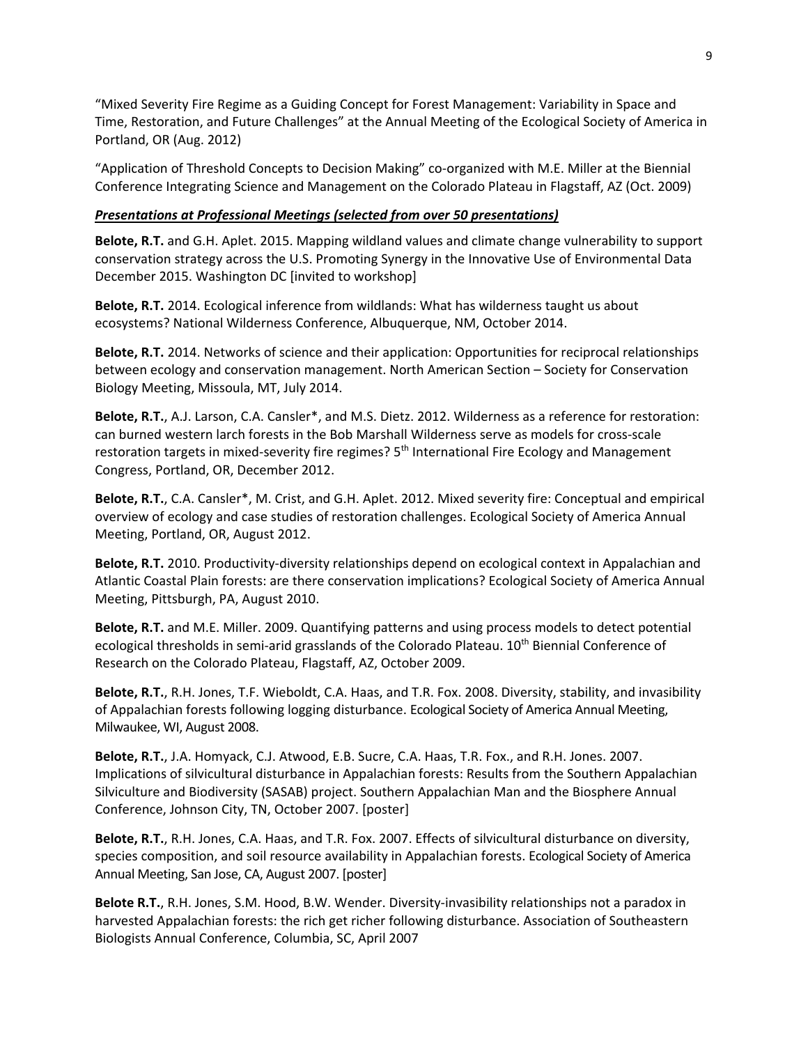"Mixed Severity Fire Regime as a Guiding Concept for Forest Management: Variability in Space and Time, Restoration, and Future Challenges" at the Annual Meeting of the Ecological Society of America in Portland, OR (Aug. 2012)

"Application of Threshold Concepts to Decision Making" co-organized with M.E. Miller at the Biennial Conference Integrating Science and Management on the Colorado Plateau in Flagstaff, AZ (Oct. 2009)

***<u>Presentations at Professional Meetings (selected from over 50 presentations)</u>***

**Belote, R.T.** and G.H. Aplet. 2015. Mapping wildland values and climate change vulnerability to support conservation strategy across the U.S. Promoting Synergy in the Innovative Use of Environmental Data December 2015. Washington DC [invited to workshop]

**Belote, R.T.** 2014. Ecological inference from wildlands: What has wilderness taught us about ecosystems? National Wilderness Conference, Albuquerque, NM, October 2014.

**Belote, R.T.** 2014. Networks of science and their application: Opportunities for reciprocal relationships between ecology and conservation management. North American Section – Society for Conservation Biology Meeting, Missoula, MT, July 2014.

**Belote, R.T.**, A.J. Larson, C.A. Cansler*, and M.S. Dietz. 2012. Wilderness as a reference for restoration: can burned western larch forests in the Bob Marshall Wilderness serve as models for cross-scale restoration targets in mixed-severity fire regimes? 5th International Fire Ecology and Management Congress, Portland, OR, December 2012.

**Belote, R.T.**, C.A. Cansler*, M. Crist, and G.H. Aplet. 2012. Mixed severity fire: Conceptual and empirical overview of ecology and case studies of restoration challenges. Ecological Society of America Annual Meeting, Portland, OR, August 2012.

**Belote, R.T.** 2010. Productivity-diversity relationships depend on ecological context in Appalachian and Atlantic Coastal Plain forests: are there conservation implications? Ecological Society of America Annual Meeting, Pittsburgh, PA, August 2010.

**Belote, R.T.** and M.E. Miller. 2009. Quantifying patterns and using process models to detect potential ecological thresholds in semi-arid grasslands of the Colorado Plateau. 10th Biennial Conference of Research on the Colorado Plateau, Flagstaff, AZ, October 2009.

**Belote, R.T.**, R.H. Jones, T.F. Wieboldt, C.A. Haas, and T.R. Fox. 2008. Diversity, stability, and invasibility of Appalachian forests following logging disturbance. Ecological Society of America Annual Meeting, Milwaukee, WI, August 2008.

**Belote, R.T.**, J.A. Homyack, C.J. Atwood, E.B. Sucre, C.A. Haas, T.R. Fox., and R.H. Jones. 2007. Implications of silvicultural disturbance in Appalachian forests: Results from the Southern Appalachian Silviculture and Biodiversity (SASAB) project. Southern Appalachian Man and the Biosphere Annual Conference, Johnson City, TN, October 2007. [poster]

**Belote, R.T.**, R.H. Jones, C.A. Haas, and T.R. Fox. 2007. Effects of silvicultural disturbance on diversity, species composition, and soil resource availability in Appalachian forests. Ecological Society of America Annual Meeting, San Jose, CA, August 2007. [poster]

**Belote R.T.**, R.H. Jones, S.M. Hood, B.W. Wender. Diversity-invasibility relationships not a paradox in harvested Appalachian forests: the rich get richer following disturbance. Association of Southeastern Biologists Annual Conference, Columbia, SC, April 2007